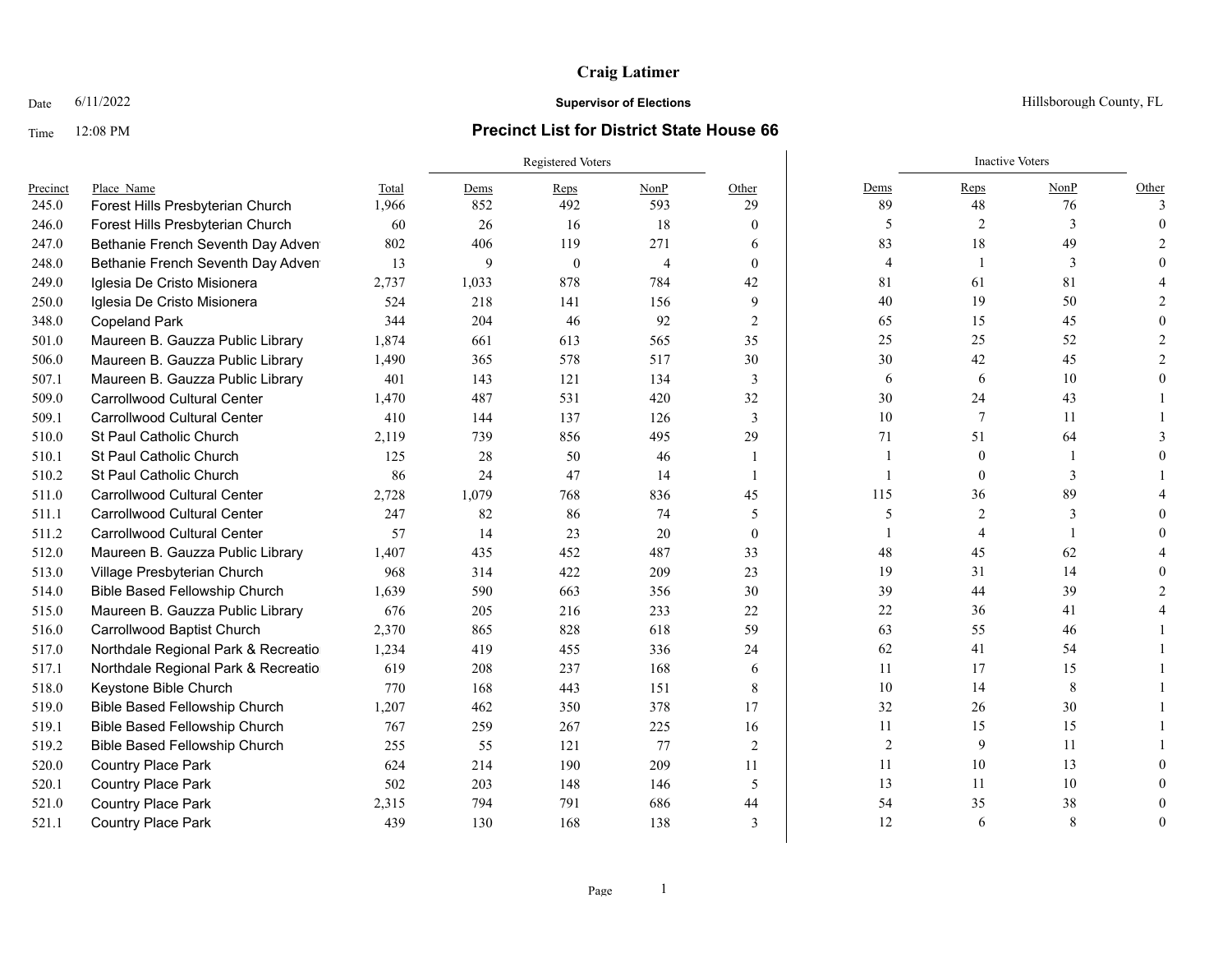**Craig Latimer**

Date 6/11/2022 **Supervisor of Elections** Hillsborough County, FL

Time 12:08 PM

## Precinct List for District State House 66

| Precinct | Place_Name | Total | Registered Voters | | | | Inactive Voters | | | |
|---|---|---|---|---|---|---|---|---|---|---|
| | | | Dems | Reps | NonP | Other | Dems | Reps | NonP | Other |
| 245.0 | Forest Hills Presbyterian Church | 1,966 | 852 | 492 | 593 | 29 | 89 | 48 | 76 | 3 |
| 246.0 | Forest Hills Presbyterian Church | 60 | 26 | 16 | 18 | 0 | 5 | 2 | 3 | 0 |
| 247.0 | Bethanie French Seventh Day Adven | 802 | 406 | 119 | 271 | 6 | 83 | 18 | 49 | 2 |
| 248.0 | Bethanie French Seventh Day Adven | 13 | 9 | 0 | 4 | 0 | 4 | 1 | 3 | 0 |
| 249.0 | Iglesia De Cristo Misionera | 2,737 | 1,033 | 878 | 784 | 42 | 81 | 61 | 81 | 4 |
| 250.0 | Iglesia De Cristo Misionera | 524 | 218 | 141 | 156 | 9 | 40 | 19 | 50 | 2 |
| 348.0 | Copeland Park | 344 | 204 | 46 | 92 | 2 | 65 | 15 | 45 | 0 |
| 501.0 | Maureen B. Gauzza Public Library | 1,874 | 661 | 613 | 565 | 35 | 25 | 25 | 52 | 2 |
| 506.0 | Maureen B. Gauzza Public Library | 1,490 | 365 | 578 | 517 | 30 | 30 | 42 | 45 | 2 |
| 507.1 | Maureen B. Gauzza Public Library | 401 | 143 | 121 | 134 | 3 | 6 | 6 | 10 | 0 |
| 509.0 | Carrollwood Cultural Center | 1,470 | 487 | 531 | 420 | 32 | 30 | 24 | 43 | 1 |
| 509.1 | Carrollwood Cultural Center | 410 | 144 | 137 | 126 | 3 | 10 | 7 | 11 | 1 |
| 510.0 | St Paul Catholic Church | 2,119 | 739 | 856 | 495 | 29 | 71 | 51 | 64 | 3 |
| 510.1 | St Paul Catholic Church | 125 | 28 | 50 | 46 | 1 | 1 | 0 | 1 | 0 |
| 510.2 | St Paul Catholic Church | 86 | 24 | 47 | 14 | 1 | 1 | 0 | 3 | 1 |
| 511.0 | Carrollwood Cultural Center | 2,728 | 1,079 | 768 | 836 | 45 | 115 | 36 | 89 | 4 |
| 511.1 | Carrollwood Cultural Center | 247 | 82 | 86 | 74 | 5 | 5 | 2 | 3 | 0 |
| 511.2 | Carrollwood Cultural Center | 57 | 14 | 23 | 20 | 0 | 1 | 4 | 1 | 0 |
| 512.0 | Maureen B. Gauzza Public Library | 1,407 | 435 | 452 | 487 | 33 | 48 | 45 | 62 | 4 |
| 513.0 | Village Presbyterian Church | 968 | 314 | 422 | 209 | 23 | 19 | 31 | 14 | 0 |
| 514.0 | Bible Based Fellowship Church | 1,639 | 590 | 663 | 356 | 30 | 39 | 44 | 39 | 2 |
| 515.0 | Maureen B. Gauzza Public Library | 676 | 205 | 216 | 233 | 22 | 22 | 36 | 41 | 4 |
| 516.0 | Carrollwood Baptist Church | 2,370 | 865 | 828 | 618 | 59 | 63 | 55 | 46 | 1 |
| 517.0 | Northdale Regional Park & Recreatio | 1,234 | 419 | 455 | 336 | 24 | 62 | 41 | 54 | 1 |
| 517.1 | Northdale Regional Park & Recreatio | 619 | 208 | 237 | 168 | 6 | 11 | 17 | 15 | 1 |
| 518.0 | Keystone Bible Church | 770 | 168 | 443 | 151 | 8 | 10 | 14 | 8 | 1 |
| 519.0 | Bible Based Fellowship Church | 1,207 | 462 | 350 | 378 | 17 | 32 | 26 | 30 | 1 |
| 519.1 | Bible Based Fellowship Church | 767 | 259 | 267 | 225 | 16 | 11 | 15 | 15 | 1 |
| 519.2 | Bible Based Fellowship Church | 255 | 55 | 121 | 77 | 2 | 2 | 9 | 11 | 1 |
| 520.0 | Country Place Park | 624 | 214 | 190 | 209 | 11 | 11 | 10 | 13 | 0 |
| 520.1 | Country Place Park | 502 | 203 | 148 | 146 | 5 | 13 | 11 | 10 | 0 |
| 521.0 | Country Place Park | 2,315 | 794 | 791 | 686 | 44 | 54 | 35 | 38 | 0 |
| 521.1 | Country Place Park | 439 | 130 | 168 | 138 | 3 | 12 | 6 | 8 | 0 |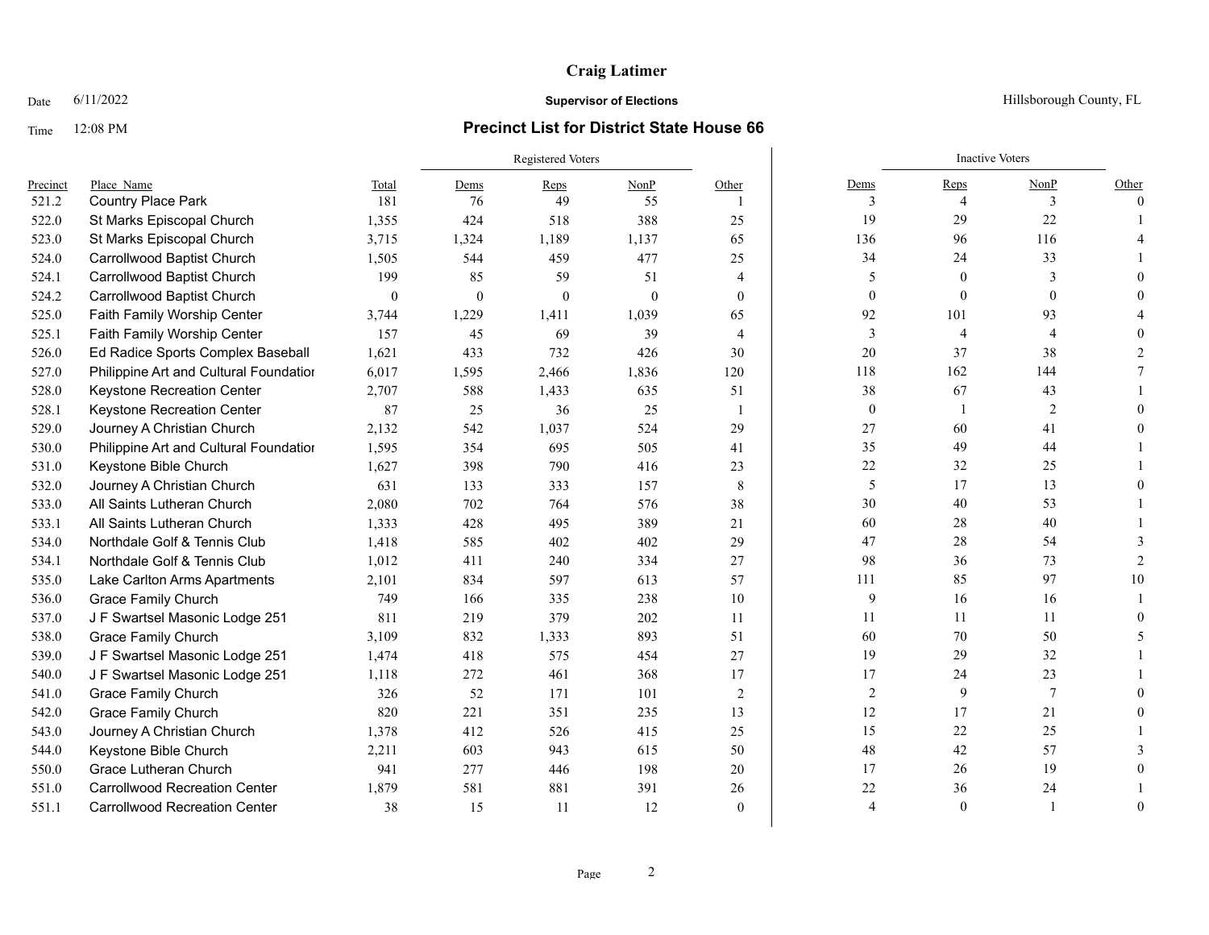**Craig Latimer**

Date 6/11/2022 **Supervisor of Elections** Hillsborough County, FL

Time 12:08 PM **Precinct List for District State House 66**

| | | | Registered Voters | | | | Inactive Voters | | | |
|---|---|---|---|---|---|---|---|---|---|---|
| Precinct | Place_Name | Total | Dems | Reps | NonP | Other | Dems | Reps | NonP | Other |
| 521.2 | Country Place Park | 181 | 76 | 49 | 55 | 1 | 3 | 4 | 3 | 0 |
| 522.0 | St Marks Episcopal Church | 1,355 | 424 | 518 | 388 | 25 | 19 | 29 | 22 | 1 |
| 523.0 | St Marks Episcopal Church | 3,715 | 1,324 | 1,189 | 1,137 | 65 | 136 | 96 | 116 | 4 |
| 524.0 | Carrollwood Baptist Church | 1,505 | 544 | 459 | 477 | 25 | 34 | 24 | 33 | 1 |
| 524.1 | Carrollwood Baptist Church | 199 | 85 | 59 | 51 | 4 | 5 | 0 | 3 | 0 |
| 524.2 | Carrollwood Baptist Church | 0 | 0 | 0 | 0 | 0 | 0 | 0 | 0 | 0 |
| 525.0 | Faith Family Worship Center | 3,744 | 1,229 | 1,411 | 1,039 | 65 | 92 | 101 | 93 | 4 |
| 525.1 | Faith Family Worship Center | 157 | 45 | 69 | 39 | 4 | 3 | 4 | 4 | 0 |
| 526.0 | Ed Radice Sports Complex Baseball | 1,621 | 433 | 732 | 426 | 30 | 20 | 37 | 38 | 2 |
| 527.0 | Philippine Art and Cultural Foundatior | 6,017 | 1,595 | 2,466 | 1,836 | 120 | 118 | 162 | 144 | 7 |
| 528.0 | Keystone Recreation Center | 2,707 | 588 | 1,433 | 635 | 51 | 38 | 67 | 43 | 1 |
| 528.1 | Keystone Recreation Center | 87 | 25 | 36 | 25 | 1 | 0 | 1 | 2 | 0 |
| 529.0 | Journey A Christian Church | 2,132 | 542 | 1,037 | 524 | 29 | 27 | 60 | 41 | 0 |
| 530.0 | Philippine Art and Cultural Foundatior | 1,595 | 354 | 695 | 505 | 41 | 35 | 49 | 44 | 1 |
| 531.0 | Keystone Bible Church | 1,627 | 398 | 790 | 416 | 23 | 22 | 32 | 25 | 1 |
| 532.0 | Journey A Christian Church | 631 | 133 | 333 | 157 | 8 | 5 | 17 | 13 | 0 |
| 533.0 | All Saints Lutheran Church | 2,080 | 702 | 764 | 576 | 38 | 30 | 40 | 53 | 1 |
| 533.1 | All Saints Lutheran Church | 1,333 | 428 | 495 | 389 | 21 | 60 | 28 | 40 | 1 |
| 534.0 | Northdale Golf & Tennis Club | 1,418 | 585 | 402 | 402 | 29 | 47 | 28 | 54 | 3 |
| 534.1 | Northdale Golf & Tennis Club | 1,012 | 411 | 240 | 334 | 27 | 98 | 36 | 73 | 2 |
| 535.0 | Lake Carlton Arms Apartments | 2,101 | 834 | 597 | 613 | 57 | 111 | 85 | 97 | 10 |
| 536.0 | Grace Family Church | 749 | 166 | 335 | 238 | 10 | 9 | 16 | 16 | 1 |
| 537.0 | J F Swartsel Masonic Lodge 251 | 811 | 219 | 379 | 202 | 11 | 11 | 11 | 11 | 0 |
| 538.0 | Grace Family Church | 3,109 | 832 | 1,333 | 893 | 51 | 60 | 70 | 50 | 5 |
| 539.0 | J F Swartsel Masonic Lodge 251 | 1,474 | 418 | 575 | 454 | 27 | 19 | 29 | 32 | 1 |
| 540.0 | J F Swartsel Masonic Lodge 251 | 1,118 | 272 | 461 | 368 | 17 | 17 | 24 | 23 | 1 |
| 541.0 | Grace Family Church | 326 | 52 | 171 | 101 | 2 | 2 | 9 | 7 | 0 |
| 542.0 | Grace Family Church | 820 | 221 | 351 | 235 | 13 | 12 | 17 | 21 | 0 |
| 543.0 | Journey A Christian Church | 1,378 | 412 | 526 | 415 | 25 | 15 | 22 | 25 | 1 |
| 544.0 | Keystone Bible Church | 2,211 | 603 | 943 | 615 | 50 | 48 | 42 | 57 | 3 |
| 550.0 | Grace Lutheran Church | 941 | 277 | 446 | 198 | 20 | 17 | 26 | 19 | 0 |
| 551.0 | Carrollwood Recreation Center | 1,879 | 581 | 881 | 391 | 26 | 22 | 36 | 24 | 1 |
| 551.1 | Carrollwood Recreation Center | 38 | 15 | 11 | 12 | 0 | 4 | 0 | 1 | 0 |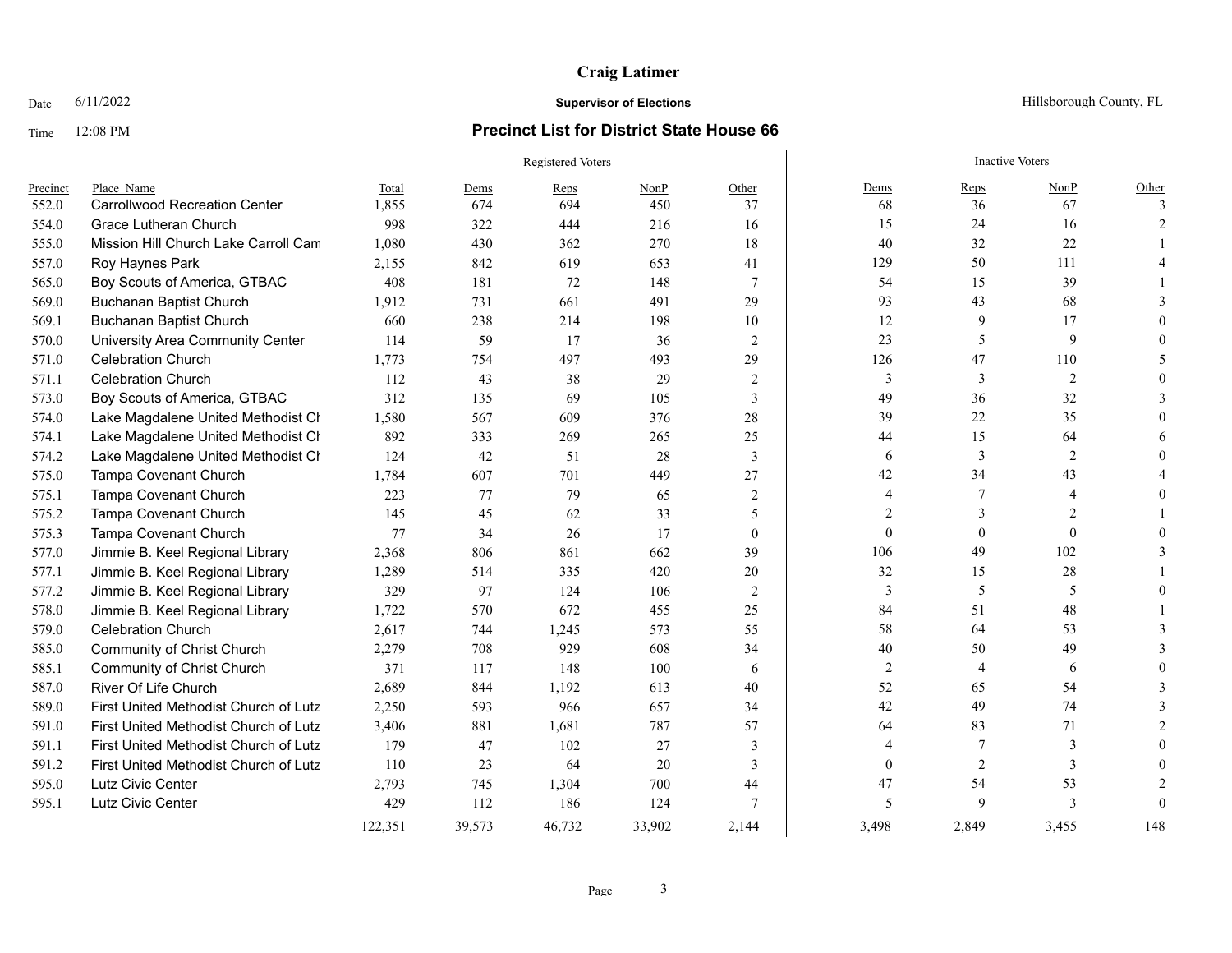**Craig Latimer**

Date 6/11/2022 **Supervisor of Elections** Hillsborough County, FL

Time 12:08 PM

## Precinct List for District State House 66

| Precinct | Place Name | Total | Registered Voters | | | | Inactive Voters | | | |
|---|---|---|---|---|---|---|---|---|---|---|
| | | | Dems | Reps | NonP | Other | Dems | Reps | NonP | Other |
| 552.0 | Carrollwood Recreation Center | 1,855 | 674 | 694 | 450 | 37 | 68 | 36 | 67 | 3 |
| 554.0 | Grace Lutheran Church | 998 | 322 | 444 | 216 | 16 | 15 | 24 | 16 | 2 |
| 555.0 | Mission Hill Church Lake Carroll Cam | 1,080 | 430 | 362 | 270 | 18 | 40 | 32 | 22 | 1 |
| 557.0 | Roy Haynes Park | 2,155 | 842 | 619 | 653 | 41 | 129 | 50 | 111 | 4 |
| 565.0 | Boy Scouts of America, GTBAC | 408 | 181 | 72 | 148 | 7 | 54 | 15 | 39 | 1 |
| 569.0 | Buchanan Baptist Church | 1,912 | 731 | 661 | 491 | 29 | 93 | 43 | 68 | 3 |
| 569.1 | Buchanan Baptist Church | 660 | 238 | 214 | 198 | 10 | 12 | 9 | 17 | 0 |
| 570.0 | University Area Community Center | 114 | 59 | 17 | 36 | 2 | 23 | 5 | 9 | 0 |
| 571.0 | Celebration Church | 1,773 | 754 | 497 | 493 | 29 | 126 | 47 | 110 | 5 |
| 571.1 | Celebration Church | 112 | 43 | 38 | 29 | 2 | 3 | 3 | 2 | 0 |
| 573.0 | Boy Scouts of America, GTBAC | 312 | 135 | 69 | 105 | 3 | 49 | 36 | 32 | 3 |
| 574.0 | Lake Magdalene United Methodist Ch | 1,580 | 567 | 609 | 376 | 28 | 39 | 22 | 35 | 0 |
| 574.1 | Lake Magdalene United Methodist Ch | 892 | 333 | 269 | 265 | 25 | 44 | 15 | 64 | 6 |
| 574.2 | Lake Magdalene United Methodist Ch | 124 | 42 | 51 | 28 | 3 | 6 | 3 | 2 | 0 |
| 575.0 | Tampa Covenant Church | 1,784 | 607 | 701 | 449 | 27 | 42 | 34 | 43 | 4 |
| 575.1 | Tampa Covenant Church | 223 | 77 | 79 | 65 | 2 | 4 | 7 | 4 | 0 |
| 575.2 | Tampa Covenant Church | 145 | 45 | 62 | 33 | 5 | 2 | 3 | 2 | 1 |
| 575.3 | Tampa Covenant Church | 77 | 34 | 26 | 17 | 0 | 0 | 0 | 0 | 0 |
| 577.0 | Jimmie B. Keel Regional Library | 2,368 | 806 | 861 | 662 | 39 | 106 | 49 | 102 | 3 |
| 577.1 | Jimmie B. Keel Regional Library | 1,289 | 514 | 335 | 420 | 20 | 32 | 15 | 28 | 1 |
| 577.2 | Jimmie B. Keel Regional Library | 329 | 97 | 124 | 106 | 2 | 3 | 5 | 5 | 0 |
| 578.0 | Jimmie B. Keel Regional Library | 1,722 | 570 | 672 | 455 | 25 | 84 | 51 | 48 | 1 |
| 579.0 | Celebration Church | 2,617 | 744 | 1,245 | 573 | 55 | 58 | 64 | 53 | 3 |
| 585.0 | Community of Christ Church | 2,279 | 708 | 929 | 608 | 34 | 40 | 50 | 49 | 3 |
| 585.1 | Community of Christ Church | 371 | 117 | 148 | 100 | 6 | 2 | 4 | 6 | 0 |
| 587.0 | River Of Life Church | 2,689 | 844 | 1,192 | 613 | 40 | 52 | 65 | 54 | 3 |
| 589.0 | First United Methodist Church of Lutz | 2,250 | 593 | 966 | 657 | 34 | 42 | 49 | 74 | 3 |
| 591.0 | First United Methodist Church of Lutz | 3,406 | 881 | 1,681 | 787 | 57 | 64 | 83 | 71 | 2 |
| 591.1 | First United Methodist Church of Lutz | 179 | 47 | 102 | 27 | 3 | 4 | 7 | 3 | 0 |
| 591.2 | First United Methodist Church of Lutz | 110 | 23 | 64 | 20 | 3 | 0 | 2 | 3 | 0 |
| 595.0 | Lutz Civic Center | 2,793 | 745 | 1,304 | 700 | 44 | 47 | 54 | 53 | 2 |
| 595.1 | Lutz Civic Center | 429 | 112 | 186 | 124 | 7 | 5 | 9 | 3 | 0 |
| | | 122,351 | 39,573 | 46,732 | 33,902 | 2,144 | 3,498 | 2,849 | 3,455 | 148 |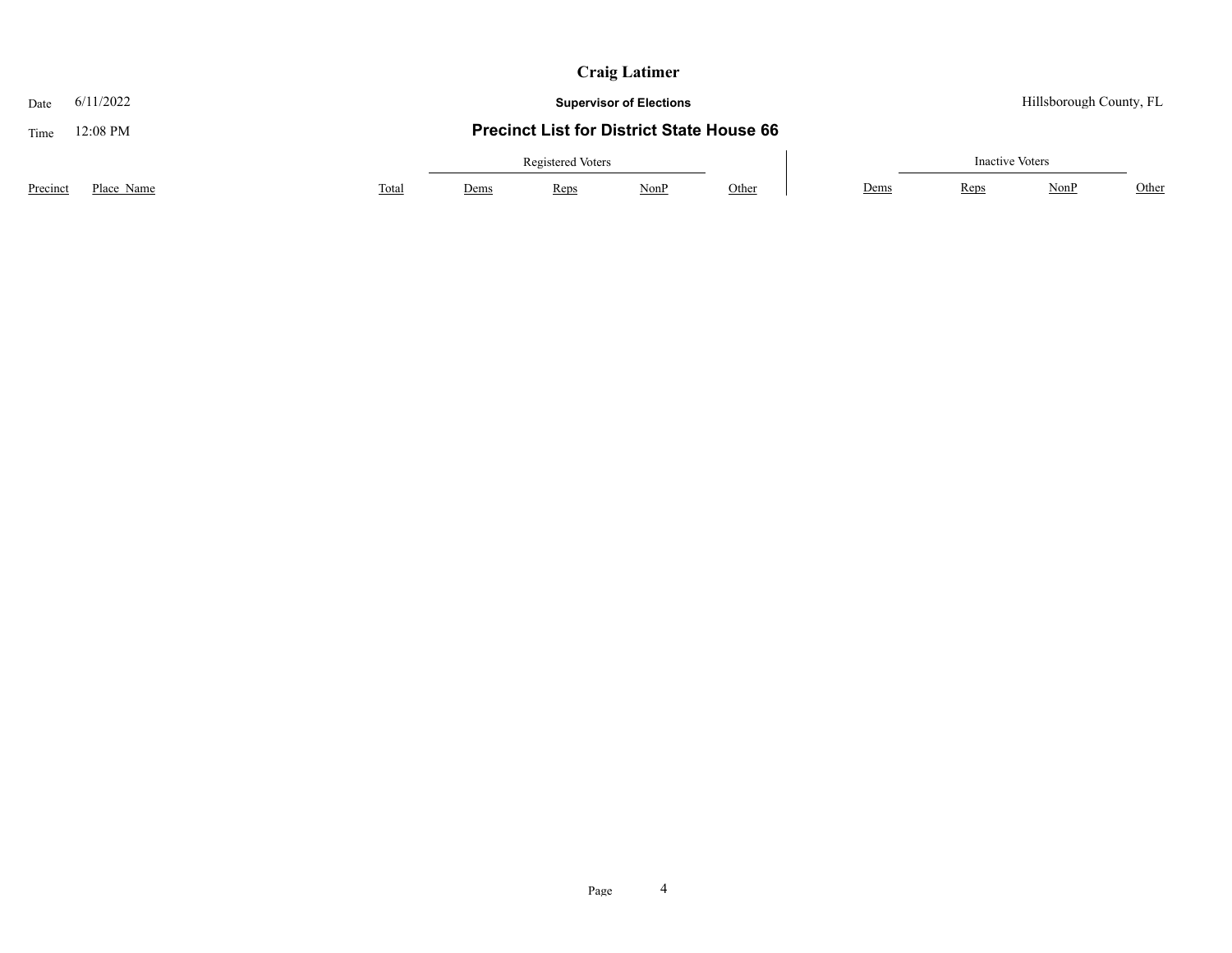# Craig Latimer

Date 6/11/2022

Time 12:08 PM

**Supervisor of Elections**

## Precinct List for District State House 66

Hillsborough County, FL

| Precinct | Place_Name | Total | Registered Voters | | | | Inactive Voters | | | |
|---|---|---|---|---|---|---|---|---|---|---|
| | | | Dems | Reps | NonP | Other | Dems | Reps | NonP | Other |